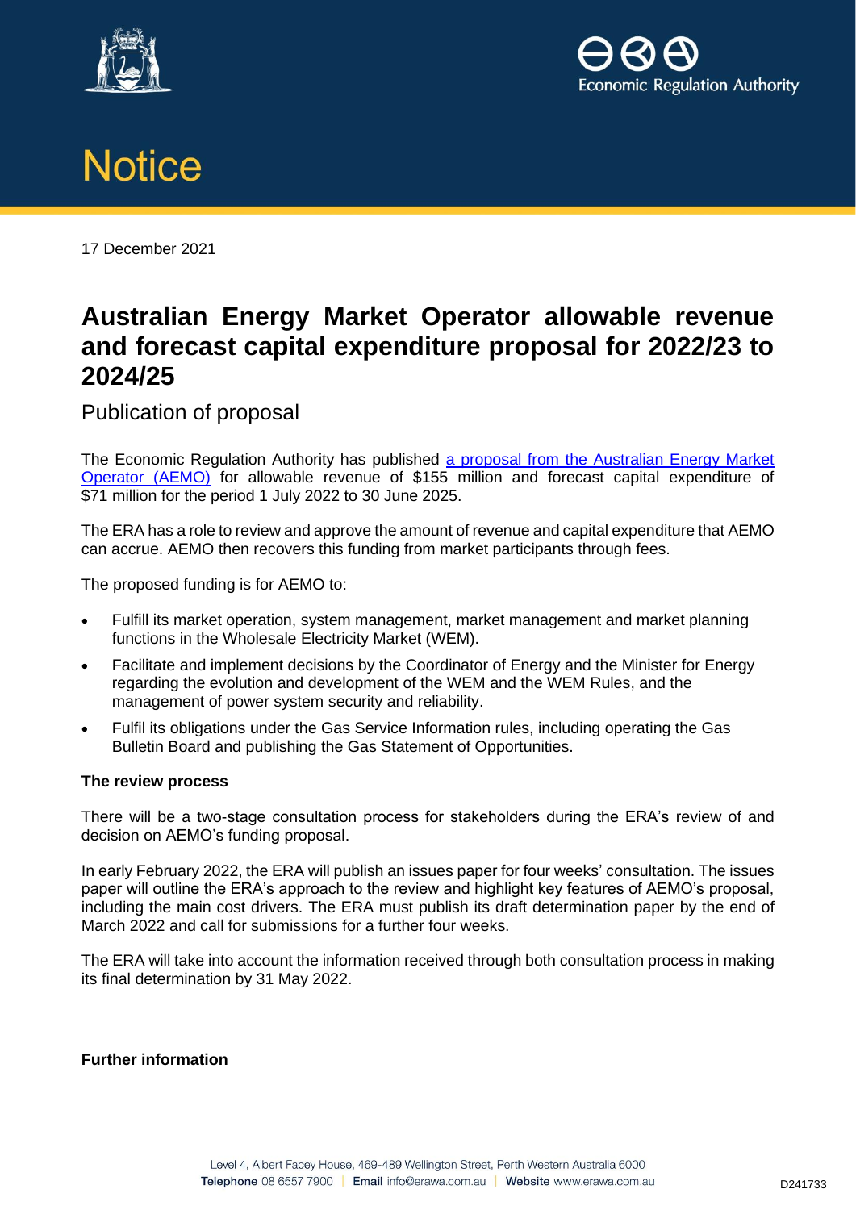# Notice

17 December 2021

## Australian Energy Market Operator allowable revenue and forecast capital expenditure proposal for 2022/23 to 2024/25

### Publication of proposal

The Economic Regulation Authority has published [a proposal from the Australian Energy Market Operator (AEMO)]() for allowable revenue of $155 million and forecast capital expenditure of $71 million for the period 1 July 2022 to 30 June 2025.

The ERA has a role to review and approve the amount of revenue and capital expenditure that AEMO can accrue. AEMO then recovers this funding from market participants through fees.

The proposed funding is for AEMO to:

- Fulfill its market operation, system management, market management and market planning functions in the Wholesale Electricity Market (WEM).
- Facilitate and implement decisions by the Coordinator of Energy and the Minister for Energy regarding the evolution and development of the WEM and the WEM Rules, and the management of power system security and reliability.
- Fulfil its obligations under the Gas Service Information rules, including operating the Gas Bulletin Board and publishing the Gas Statement of Opportunities.

**The review process**

There will be a two-stage consultation process for stakeholders during the ERA's review of and decision on AEMO's funding proposal.

In early February 2022, the ERA will publish an issues paper for four weeks' consultation. The issues paper will outline the ERA's approach to the review and highlight key features of AEMO's proposal, including the main cost drivers. The ERA must publish its draft determination paper by the end of March 2022 and call for submissions for a further four weeks.

The ERA will take into account the information received through both consultation process in making its final determination by 31 May 2022.

**Further information**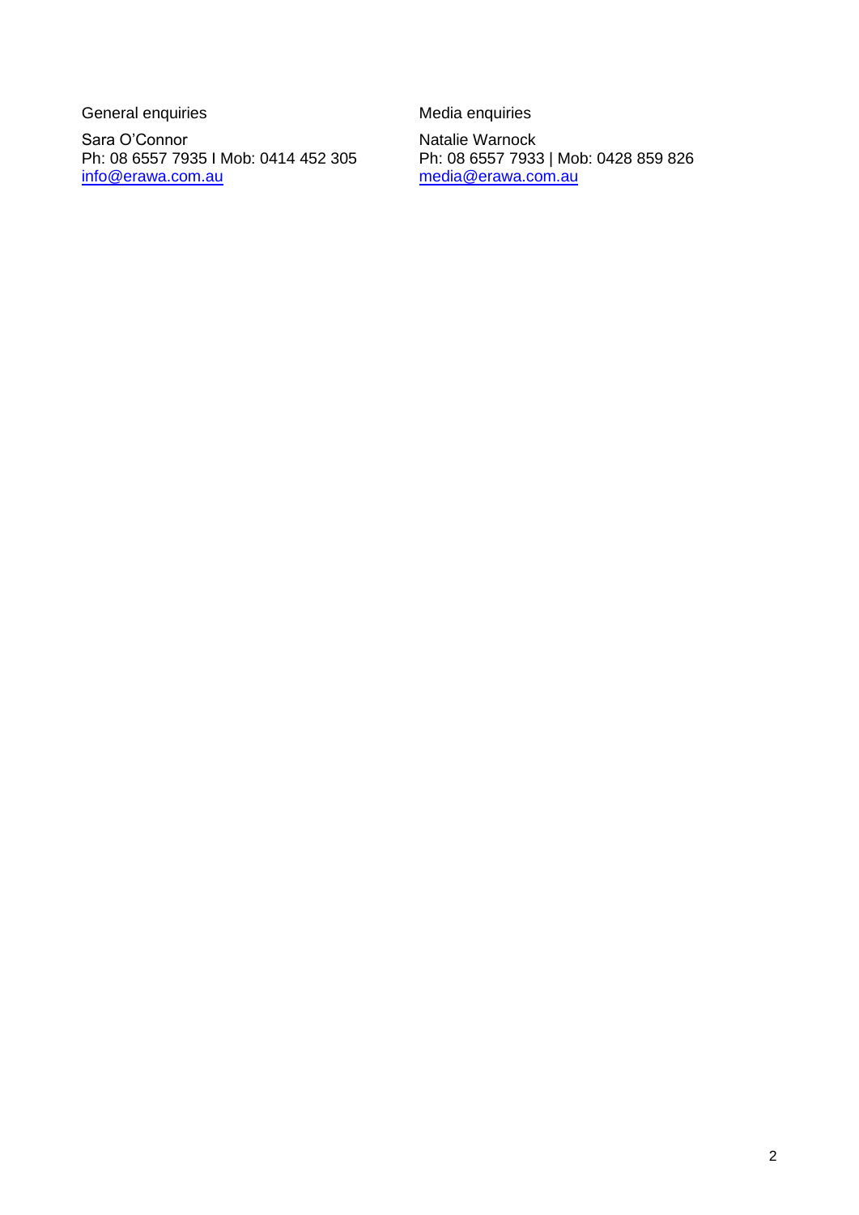General enquiries

Sara O'Connor
Ph: 08 6557 7935 I Mob: 0414 452 305
info@erawa.com.au

Media enquiries

Natalie Warnock
Ph: 08 6557 7933 | Mob: 0428 859 826
media@erawa.com.au